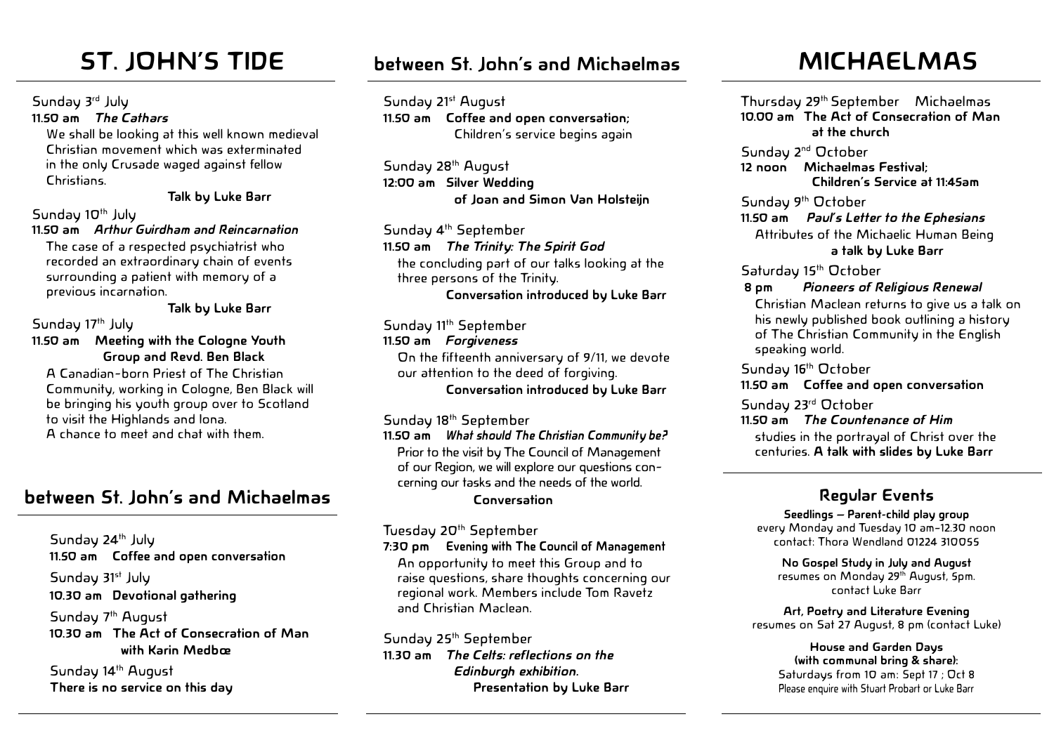# ST. JOHN'S TIDE

Sunday 3rd July

**11.50 am** ***The Cathars***

We shall be looking at this well known medieval Christian movement which was exterminated in the only Crusade waged against fellow Christians.

**Talk by Luke Barr**

Sunday 10th July

**11.50 am** ***Arthur Guirdham and Reincarnation***

The case of a respected psychiatrist who recorded an extraordinary chain of events surrounding a patient with memory of a previous incarnation.

**Talk by Luke Barr**

Sunday 17th July

**11.50 am Meeting with the Cologne Youth Group and Revd. Ben Black**

A Canadian-born Priest of The Christian Community, working in Cologne, Ben Black will be bringing his youth group over to Scotland to visit the Highlands and Iona.

A chance to meet and chat with them.

## between St. John's and Michaelmas

Sunday 24th July

**11.50 am Coffee and open conversation**

Sunday 31st July

**10.30 am Devotional gathering**

Sunday 7th August

**10.30 am The Act of Consecration of Man with Karin Medbœ**

Sunday 14th August

**There is no service on this day**

## between St. John's and Michaelmas

Sunday 21st August

**11.50 am Coffee and open conversation;**

Children's service begins again

Sunday 28th August

**12:00 am Silver Wedding of Joan and Simon Van Holsteijn**

Sunday 4th September

**11.50 am** ***The Trinity: The Spirit God***

the concluding part of our talks looking at the three persons of the Trinity.

**Conversation introduced by Luke Barr**

Sunday 11th September

**11.50 am** ***Forgiveness***

On the fifteenth anniversary of 9/11, we devote our attention to the deed of forgiving.

**Conversation introduced by Luke Barr**

Sunday 18th September

**11.50 am** ***What should The Christian Community be?***

Prior to the visit by The Council of Management of our Region, we will explore our questions concerning our tasks and the needs of the world.

**Conversation**

Tuesday 20th September

**7:30 pm Evening with The Council of Management**

An opportunity to meet this Group and to raise questions, share thoughts concerning our regional work. Members include Tom Ravetz and Christian Maclean.

Sunday 25th September

**11.30 am** ***The Celts: reflections on the Edinburgh exhibition.***

**Presentation by Luke Barr**

# MICHAELMAS

Thursday 29th September Michaelmas

**10.00 am The Act of Consecration of Man at the church**

Sunday 2nd October

**12 noon Michaelmas Festival;**
**Children's Service at 11:45am**

Sunday 9th October

**11.50 am** ***Paul's Letter to the Ephesians***

Attributes of the Michaelic Human Being

**a talk by Luke Barr**

Saturday 15th October

**8 pm** ***Pioneers of Religious Renewal***

Christian Maclean returns to give us a talk on his newly published book outlining a history of The Christian Community in the English speaking world.

Sunday 16th October

**11.50 am Coffee and open conversation**

Sunday 23rd October

**11.50 am** ***The Countenance of Him***

studies in the portrayal of Christ over the centuries. **A talk with slides by Luke Barr**

## Regular Events

**Seedlings – Parent-child play group**
every Monday and Tuesday 10 am-12.30 noon
contact: Thora Wendland 01224 310055

**No Gospel Study in July and August**
resumes on Monday 29th August, 5pm.
contact Luke Barr

**Art, Poetry and Literature Evening**
resumes on Sat 27 August, 8 pm (contact Luke)

**House and Garden Days (with communal bring & share):**
Saturdays from 10 am: Sept 17 ; Oct 8
Please enquire with Stuart Probart or Luke Barr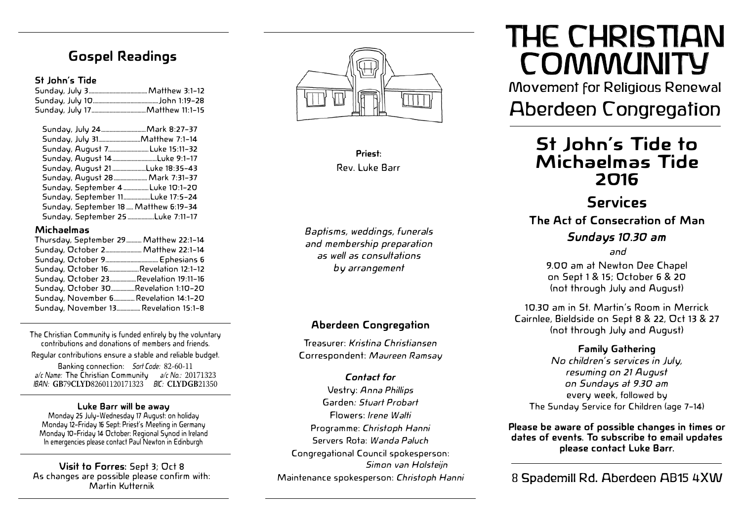## Gospel Readings

### St John's Tide

Sunday, July 3........................................ Matthew 3:1-12
Sunday, July 10........................................ John 1:19-28
Sunday, July 17........................................ Matthew 11:1-15

Sunday, July 24........................................ Mark 8:27-37
Sunday, July 31........................................ Matthew 7:1-14
Sunday, August 7........................................ Luke 15:11-32
Sunday, August 14........................................ Luke 9:1-17
Sunday, August 21........................................ Luke 18:35-43
Sunday, August 28........................................ Mark 7:31-37
Sunday, September 4........................................ Luke 10:1-20
Sunday, September 11........................................ Luke 17:5-24
Sunday, September 18..... Matthew 6:19-34
Sunday, September 25........................................ Luke 7:11-17

### Michaelmas

Thursday, September 29.......... Matthew 22:1-14
Sunday, October 2........................ Matthew 22:1-14
Sunday, October 9........................................ Ephesians 6
Sunday, October 16........................ Revelation 12:1-12
Sunday, October 23........................ Revelation 19:11-16
Sunday, October 30........................ Revelation 1:10-20
Sunday, November 6.............. Revelation 14:1-20
Sunday, November 13................ Revelation 15:1-8

The Christian Community is funded entirely by the voluntary contributions and donations of members and friends.

Regular contributions ensure a stable and reliable budget.

Banking connection: *Sort Code:* 82-60-11
*a/c Name:* The Christian Community *a/c No.:* 20171323
*IBAN:* **GB**79**CLYD**82601120171323 *BIC:* **CLYDGB**21350

**Luke Barr will be away**

Monday 25 July-Wednesday 17 August: on holiday
Monday 12-Friday 16 Sept: Priest's Meeting in Germany
Monday 10-Friday 14 October: Regional Synod in Ireland
In emergencies please contact Paul Newton in Edinburgh

**Visit to Forres:** Sept 3; Oct 8
As changes are possible please confirm with: Martin Kutternik

**Priest:**
Rev. Luke Barr

*Baptisms, weddings, funerals and membership preparation as well as consultations by arrangement*

### Aberdeen Congregation

Treasurer: *Kristina Christiansen*
Correspondent: *Maureen Ramsay*

***Contact for***

Vestry: *Anna Phillips*
Garden: *Stuart Probart*
Flowers: *Irene Walti*
Programme: *Christoph Hanni*
Servers Rota: *Wanda Paluch*
Congregational Council spokesperson: *Simon van Holsteijn*
Maintenance spokesperson: *Christoph Hanni*

# THE CHRISTIAN COMMUNITY

Movement for Religious Renewal

Aberdeen Congregation

## St John's Tide to Michaelmas Tide 2016

## Services

### The Act of Consecration of Man

***Sundays 10.30 am***

*and*

9.00 am at Newton Dee Chapel on Sept 1 & 15; October 6 & 20 (not through July and August)

10.30 am in St. Martin's Room in Merrick Cairnlee, Bieldside on Sept 8 & 22, Oct 13 & 27 (not through July and August)

**Family Gathering**

*No children's services in July, resuming on 21 August on Sundays at 9.30 am*
every week, followed by
The Sunday Service for Children (age 7-14)

**Please be aware of possible changes in times or dates of events. To subscribe to email updates please contact Luke Barr.**

8 Spademill Rd. Aberdeen AB15 4XW